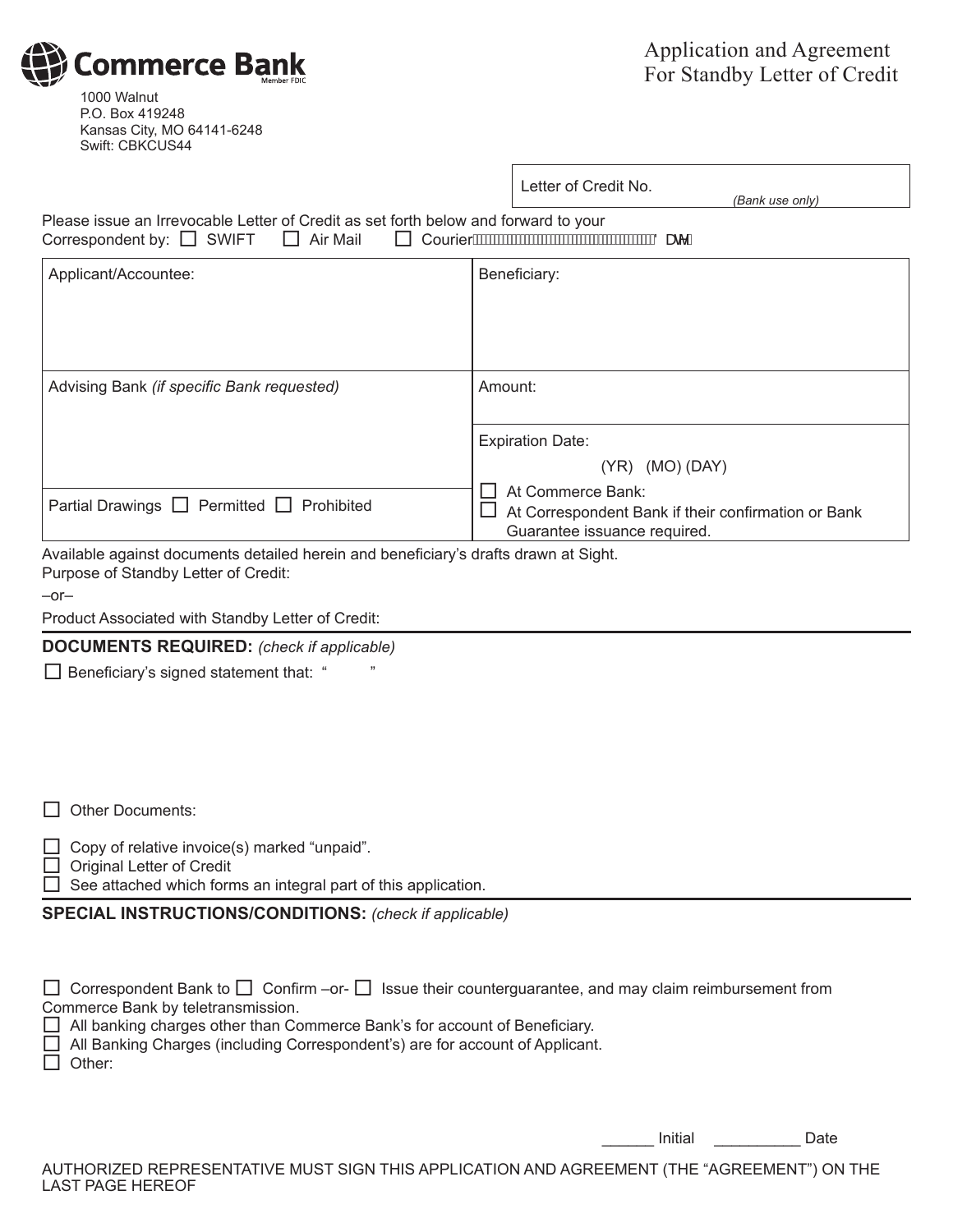**Commerce Bank**
Member FDIC

1000 Walnut
P.O. Box 419248
Kansas City, MO 64141-6248
Swift: CBKCUS44

# Application and Agreement For Standby Letter of Credit

| Letter of Credit No. *(Bank use only)* |
|---|

Please issue an Irrevocable Letter of Credit as set forth below and forward to your Correspondent by: ☐ SWIFT ☐ Air Mail ☐ Courier \_\_\_\_\_\_\_\_\_\_\_\_\_\_\_\_\_\_\_\_ Date

| Applicant/Accountee: | Beneficiary: |
|---|---|
| Advising Bank *(if specific Bank requested)* | Amount: |
| | Expiration Date: (YR) (MO) (DAY) ☐ At Commerce Bank: ☐ At Correspondent Bank if their confirmation or Bank Guarantee issuance required. |
| Partial Drawings ☐ Permitted ☐ Prohibited | |

Available against documents detailed herein and beneficiary's drafts drawn at Sight.

Purpose of Standby Letter of Credit:

–or–

Product Associated with Standby Letter of Credit:

## DOCUMENTS REQUIRED: *(check if applicable)*

☐ Beneficiary's signed statement that: " "

☐ Other Documents:

☐ Copy of relative invoice(s) marked "unpaid".
☐ Original Letter of Credit
☐ See attached which forms an integral part of this application.

## SPECIAL INSTRUCTIONS/CONDITIONS: *(check if applicable)*

☐ Correspondent Bank to ☐ Confirm –or- ☐ Issue their counterguarantee, and may claim reimbursement from Commerce Bank by teletransmission.
☐ All banking charges other than Commerce Bank's for account of Beneficiary.
☐ All Banking Charges (including Correspondent's) are for account of Applicant.
☐ Other:

\_\_\_\_\_\_ Initial \_\_\_\_\_\_\_\_\_\_ Date

AUTHORIZED REPRESENTATIVE MUST SIGN THIS APPLICATION AND AGREEMENT (THE "AGREEMENT") ON THE LAST PAGE HEREOF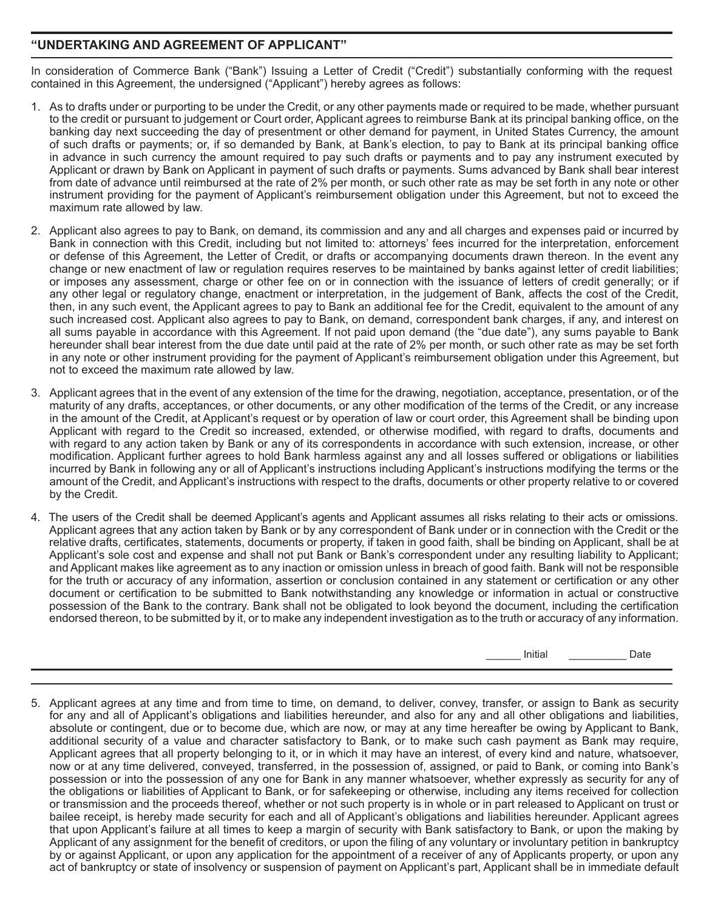## "UNDERTAKING AND AGREEMENT OF APPLICANT"

In consideration of Commerce Bank ("Bank") Issuing a Letter of Credit ("Credit") substantially conforming with the request contained in this Agreement, the undersigned ("Applicant") hereby agrees as follows:

1. As to drafts under or purporting to be under the Credit, or any other payments made or required to be made, whether pursuant to the credit or pursuant to judgement or Court order, Applicant agrees to reimburse Bank at its principal banking office, on the banking day next succeeding the day of presentment or other demand for payment, in United States Currency, the amount of such drafts or payments; or, if so demanded by Bank, at Bank's election, to pay to Bank at its principal banking office in advance in such currency the amount required to pay such drafts or payments and to pay any instrument executed by Applicant or drawn by Bank on Applicant in payment of such drafts or payments. Sums advanced by Bank shall bear interest from date of advance until reimbursed at the rate of 2% per month, or such other rate as may be set forth in any note or other instrument providing for the payment of Applicant's reimbursement obligation under this Agreement, but not to exceed the maximum rate allowed by law.

2. Applicant also agrees to pay to Bank, on demand, its commission and any and all charges and expenses paid or incurred by Bank in connection with this Credit, including but not limited to: attorneys' fees incurred for the interpretation, enforcement or defense of this Agreement, the Letter of Credit, or drafts or accompanying documents drawn thereon. In the event any change or new enactment of law or regulation requires reserves to be maintained by banks against letter of credit liabilities; or imposes any assessment, charge or other fee on or in connection with the issuance of letters of credit generally; or if any other legal or regulatory change, enactment or interpretation, in the judgement of Bank, affects the cost of the Credit, then, in any such event, the Applicant agrees to pay to Bank an additional fee for the Credit, equivalent to the amount of any such increased cost. Applicant also agrees to pay to Bank, on demand, correspondent bank charges, if any, and interest on all sums payable in accordance with this Agreement. If not paid upon demand (the "due date"), any sums payable to Bank hereunder shall bear interest from the due date until paid at the rate of 2% per month, or such other rate as may be set forth in any note or other instrument providing for the payment of Applicant's reimbursement obligation under this Agreement, but not to exceed the maximum rate allowed by law.

3. Applicant agrees that in the event of any extension of the time for the drawing, negotiation, acceptance, presentation, or of the maturity of any drafts, acceptances, or other documents, or any other modification of the terms of the Credit, or any increase in the amount of the Credit, at Applicant's request or by operation of law or court order, this Agreement shall be binding upon Applicant with regard to the Credit so increased, extended, or otherwise modified, with regard to drafts, documents and with regard to any action taken by Bank or any of its correspondents in accordance with such extension, increase, or other modification. Applicant further agrees to hold Bank harmless against any and all losses suffered or obligations or liabilities incurred by Bank in following any or all of Applicant's instructions including Applicant's instructions modifying the terms or the amount of the Credit, and Applicant's instructions with respect to the drafts, documents or other property relative to or covered by the Credit.

4. The users of the Credit shall be deemed Applicant's agents and Applicant assumes all risks relating to their acts or omissions. Applicant agrees that any action taken by Bank or by any correspondent of Bank under or in connection with the Credit or the relative drafts, certificates, statements, documents or property, if taken in good faith, shall be binding on Applicant, shall be at Applicant's sole cost and expense and shall not put Bank or Bank's correspondent under any resulting liability to Applicant; and Applicant makes like agreement as to any inaction or omission unless in breach of good faith. Bank will not be responsible for the truth or accuracy of any information, assertion or conclusion contained in any statement or certification or any other document or certification to be submitted to Bank notwithstanding any knowledge or information in actual or constructive possession of the Bank to the contrary. Bank shall not be obligated to look beyond the document, including the certification endorsed thereon, to be submitted by it, or to make any independent investigation as to the truth or accuracy of any information.

______ Initial __________ Date

5. Applicant agrees at any time and from time to time, on demand, to deliver, convey, transfer, or assign to Bank as security for any and all of Applicant's obligations and liabilities hereunder, and also for any and all other obligations and liabilities, absolute or contingent, due or to become due, which are now, or may at any time hereafter be owing by Applicant to Bank, additional security of a value and character satisfactory to Bank, or to make such cash payment as Bank may require, Applicant agrees that all property belonging to it, or in which it may have an interest, of every kind and nature, whatsoever, now or at any time delivered, conveyed, transferred, in the possession of, assigned, or paid to Bank, or coming into Bank's possession or into the possession of any one for Bank in any manner whatsoever, whether expressly as security for any of the obligations or liabilities of Applicant to Bank, or for safekeeping or otherwise, including any items received for collection or transmission and the proceeds thereof, whether or not such property is in whole or in part released to Applicant on trust or bailee receipt, is hereby made security for each and all of Applicant's obligations and liabilities hereunder. Applicant agrees that upon Applicant's failure at all times to keep a margin of security with Bank satisfactory to Bank, or upon the making by Applicant of any assignment for the benefit of creditors, or upon the filing of any voluntary or involuntary petition in bankruptcy by or against Applicant, or upon any application for the appointment of a receiver of any of Applicants property, or upon any act of bankruptcy or state of insolvency or suspension of payment on Applicant's part, Applicant shall be in immediate default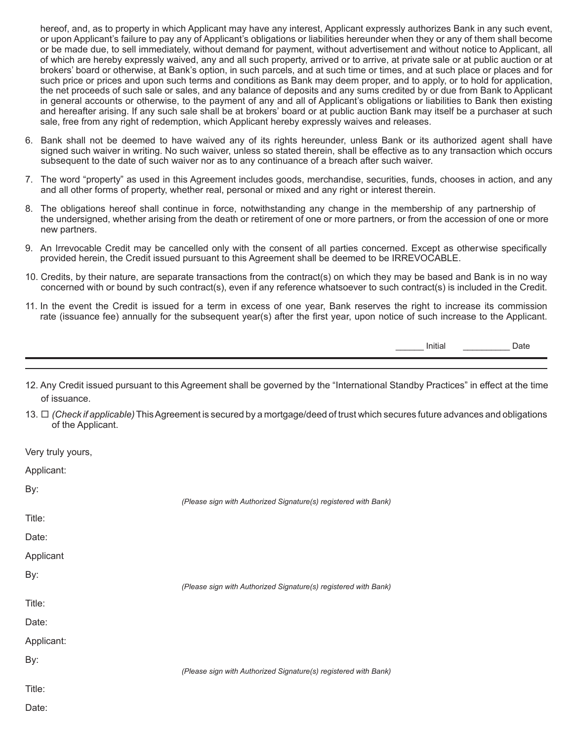hereof, and, as to property in which Applicant may have any interest, Applicant expressly authorizes Bank in any such event, or upon Applicant's failure to pay any of Applicant's obligations or liabilities hereunder when they or any of them shall become or be made due, to sell immediately, without demand for payment, without advertisement and without notice to Applicant, all of which are hereby expressly waived, any and all such property, arrived or to arrive, at private sale or at public auction or at brokers' board or otherwise, at Bank's option, in such parcels, and at such time or times, and at such place or places and for such price or prices and upon such terms and conditions as Bank may deem proper, and to apply, or to hold for application, the net proceeds of such sale or sales, and any balance of deposits and any sums credited by or due from Bank to Applicant in general accounts or otherwise, to the payment of any and all of Applicant's obligations or liabilities to Bank then existing and hereafter arising. If any such sale shall be at brokers' board or at public auction Bank may itself be a purchaser at such sale, free from any right of redemption, which Applicant hereby expressly waives and releases.

6. Bank shall not be deemed to have waived any of its rights hereunder, unless Bank or its authorized agent shall have signed such waiver in writing. No such waiver, unless so stated therein, shall be effective as to any transaction which occurs subsequent to the date of such waiver nor as to any continuance of a breach after such waiver.

7. The word "property" as used in this Agreement includes goods, merchandise, securities, funds, chooses in action, and any and all other forms of property, whether real, personal or mixed and any right or interest therein.

8. The obligations hereof shall continue in force, notwithstanding any change in the membership of any partnership of the undersigned, whether arising from the death or retirement of one or more partners, or from the accession of one or more new partners.

9. An Irrevocable Credit may be cancelled only with the consent of all parties concerned. Except as otherwise specifically provided herein, the Credit issued pursuant to this Agreement shall be deemed to be IRREVOCABLE.

10. Credits, by their nature, are separate transactions from the contract(s) on which they may be based and Bank is in no way concerned with or bound by such contract(s), even if any reference whatsoever to such contract(s) is included in the Credit.

11. In the event the Credit is issued for a term in excess of one year, Bank reserves the right to increase its commission rate (issuance fee) annually for the subsequent year(s) after the first year, upon notice of such increase to the Applicant.

______ Initial __________ Date

---

12. Any Credit issued pursuant to this Agreement shall be governed by the "International Standby Practices" in effect at the time of issuance.

13. ☐ *(Check if applicable)* This Agreement is secured by a mortgage/deed of trust which secures future advances and obligations of the Applicant.

Very truly yours,

Applicant:

By:

*(Please sign with Authorized Signature(s) registered with Bank)*

Title:

Date:

Applicant

By:

*(Please sign with Authorized Signature(s) registered with Bank)*

Title:

Date:

Applicant:

By:

*(Please sign with Authorized Signature(s) registered with Bank)*

Title:

Date: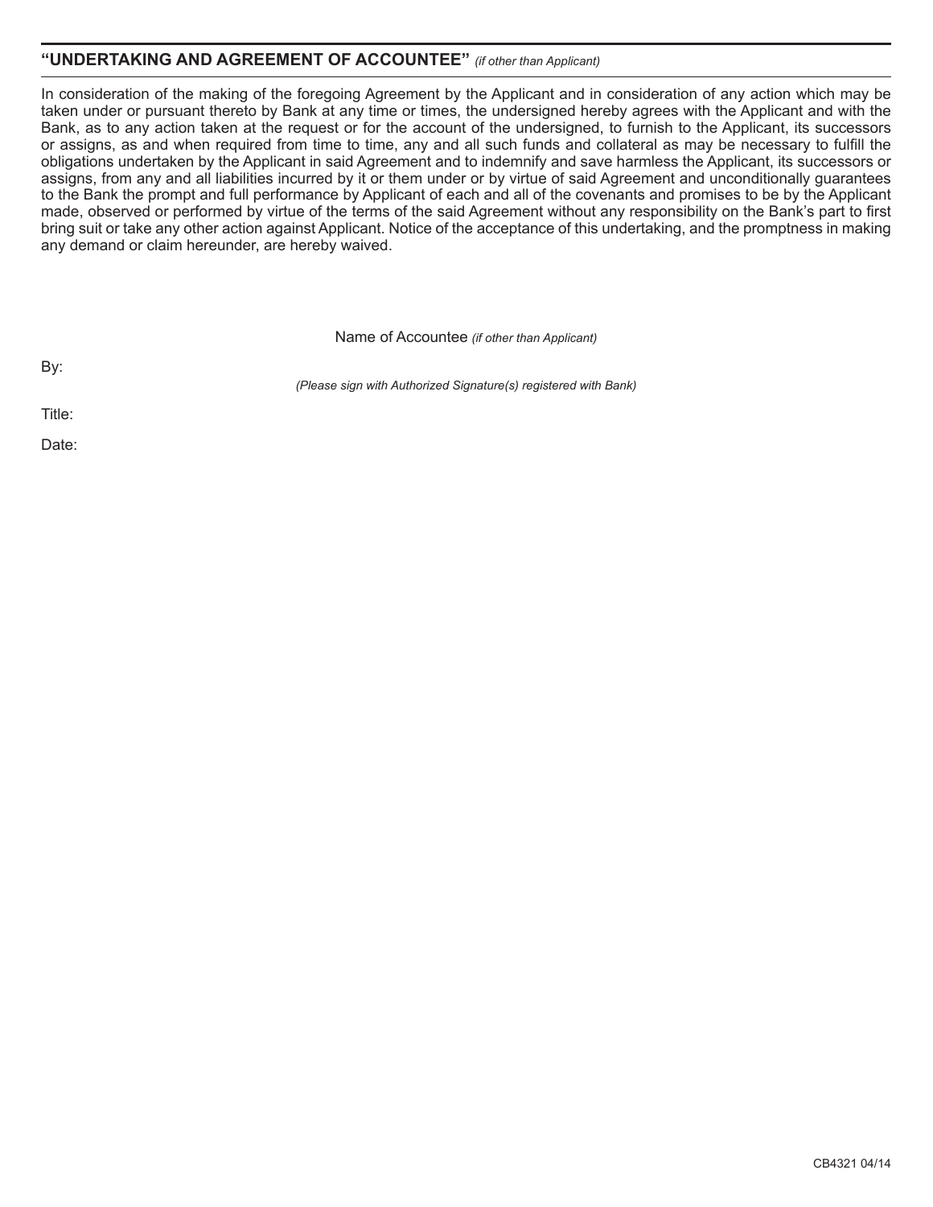## **"UNDERTAKING AND AGREEMENT OF ACCOUNTEE"** *(if other than Applicant)*

In consideration of the making of the foregoing Agreement by the Applicant and in consideration of any action which may be taken under or pursuant thereto by Bank at any time or times, the undersigned hereby agrees with the Applicant and with the Bank, as to any action taken at the request or for the account of the undersigned, to furnish to the Applicant, its successors or assigns, as and when required from time to time, any and all such funds and collateral as may be necessary to fulfill the obligations undertaken by the Applicant in said Agreement and to indemnify and save harmless the Applicant, its successors or assigns, from any and all liabilities incurred by it or them under or by virtue of said Agreement and unconditionally guarantees to the Bank the prompt and full performance by Applicant of each and all of the covenants and promises to be by the Applicant made, observed or performed by virtue of the terms of the said Agreement without any responsibility on the Bank's part to first bring suit or take any other action against Applicant. Notice of the acceptance of this undertaking, and the promptness in making any demand or claim hereunder, are hereby waived.

Name of Accountee *(if other than Applicant)*

By:

*(Please sign with Authorized Signature(s) registered with Bank)*

Title:

Date:

CB4321 04/14